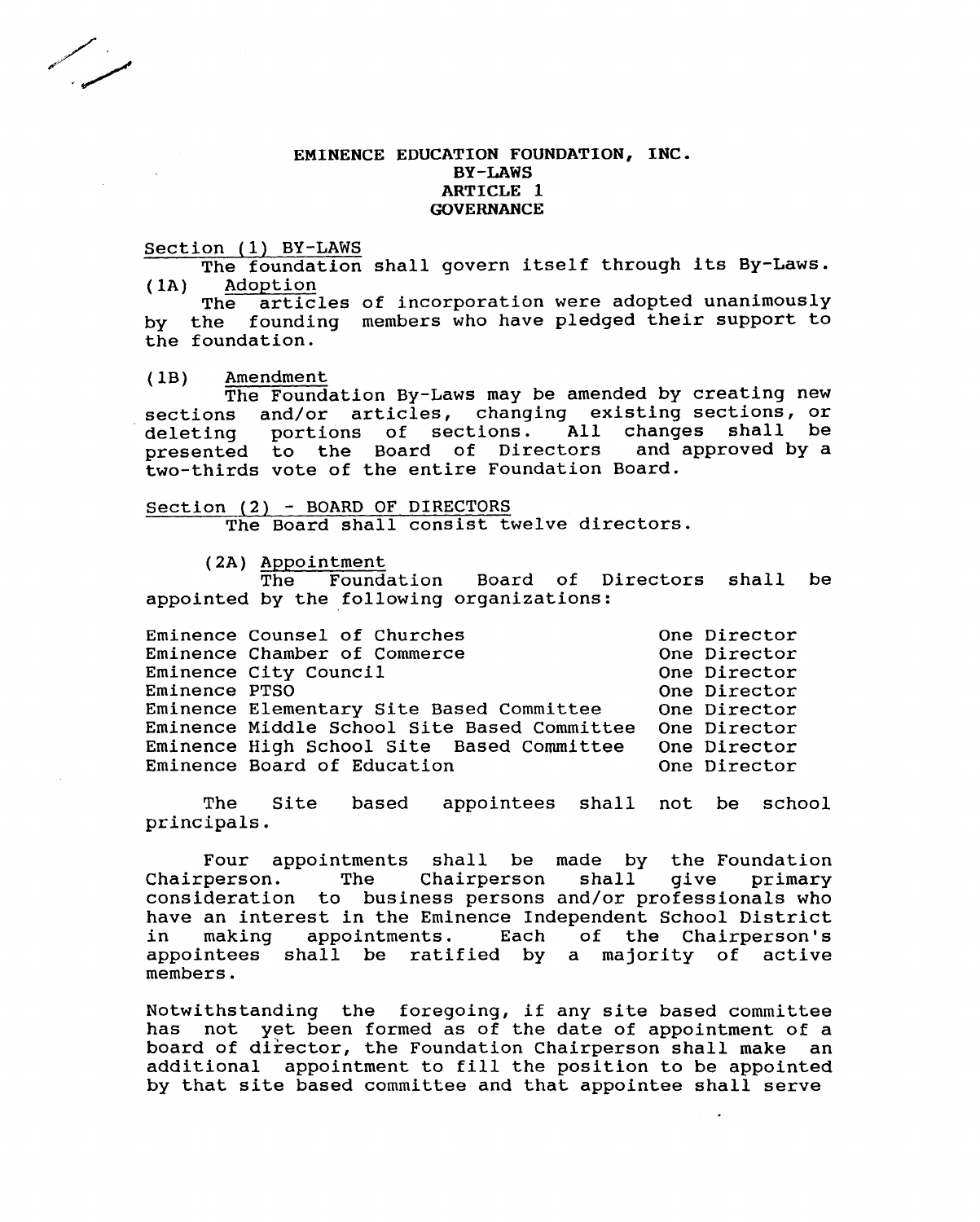# EMINENCE EDUCATION FOUNDATION, INC.
## BY-LAWS
## ARTICLE 1
## GOVERNANCE

Section (1) BY-LAWS

The foundation shall govern itself through its By-Laws.

(1A) Adoption

The articles of incorporation were adopted unanimously by the founding members who have pledged their support to the foundation.

(1B) Amendment

The Foundation By-Laws may be amended by creating new sections and/or articles, changing existing sections, or deleting portions of sections. All changes shall be presented to the Board of Directors and approved by a two-thirds vote of the entire Foundation Board.

Section (2) - BOARD OF DIRECTORS

The Board shall consist twelve directors.

(2A) Appointment

The Foundation Board of Directors shall be appointed by the following organizations:

| | |
|---|---|
| Eminence Counsel of Churches | One Director |
| Eminence Chamber of Commerce | One Director |
| Eminence City Council | One Director |
| Eminence PTSO | One Director |
| Eminence Elementary Site Based Committee | One Director |
| Eminence Middle School Site Based Committee | One Director |
| Eminence High School Site Based Committee | One Director |
| Eminence Board of Education | One Director |

The Site based appointees shall not be school principals.

Four appointments shall be made by the Foundation Chairperson. The Chairperson shall give primary consideration to business persons and/or professionals who have an interest in the Eminence Independent School District in making appointments. Each of the Chairperson's appointees shall be ratified by a majority of active members.

Notwithstanding the foregoing, if any site based committee has not yet been formed as of the date of appointment of a board of director, the Foundation Chairperson shall make an additional appointment to fill the position to be appointed by that site based committee and that appointee shall serve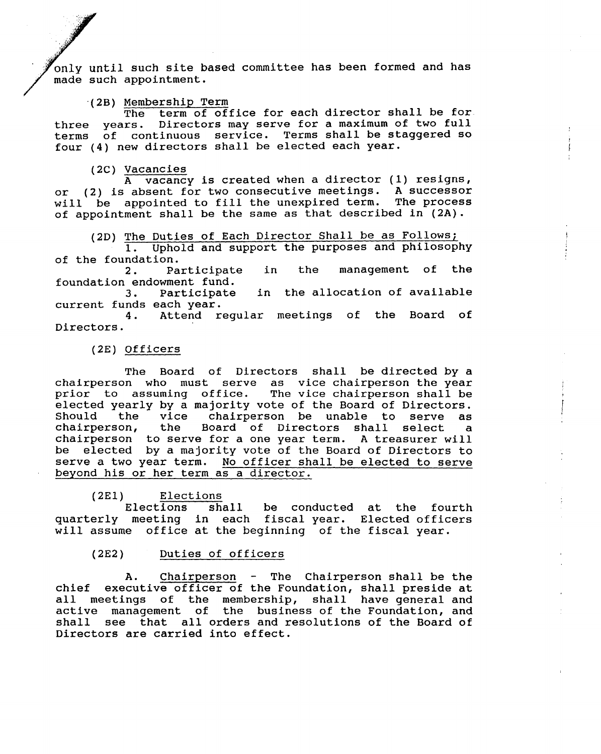only until such site based committee has been formed and has made such appointment.

(2B) <u>Membership Term</u>

The term of office for each director shall be for three years. Directors may serve for a maximum of two full terms of continuous service. Terms shall be staggered so four (4) new directors shall be elected each year.

(2C) <u>Vacancies</u>

A vacancy is created when a director (1) resigns, or (2) is absent for two consecutive meetings. A successor will be appointed to fill the unexpired term. The process of appointment shall be the same as that described in (2A).

(2D) <u>The Duties of Each Director Shall be as Follows;</u>

1. Uphold and support the purposes and philosophy of the foundation.
2. Participate in the management of the foundation endowment fund.
3. Participate in the allocation of available current funds each year.
4. Attend regular meetings of the Board of Directors.

(2E) <u>Officers</u>

The Board of Directors shall be directed by a chairperson who must serve as vice chairperson the year prior to assuming office. The vice chairperson shall be elected yearly by a majority vote of the Board of Directors. Should the vice chairperson be unable to serve as chairperson, the Board of Directors shall select a chairperson to serve for a one year term. A treasurer will be elected by a majority vote of the Board of Directors to serve a two year term. <u>No officer shall be elected to serve beyond his or her term as a director.</u>

(2E1) <u>Elections</u>

Elections shall be conducted at the fourth quarterly meeting in each fiscal year. Elected officers will assume office at the beginning of the fiscal year.

(2E2) <u>Duties of officers</u>

A. <u>Chairperson</u> - The Chairperson shall be the chief executive officer of the Foundation, shall preside at all meetings of the membership, shall have general and active management of the business of the Foundation, and shall see that all orders and resolutions of the Board of Directors are carried into effect.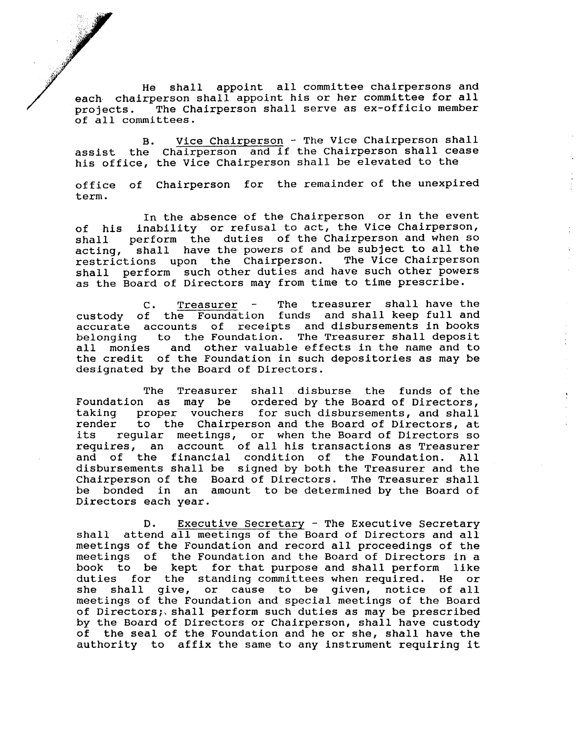He shall appoint all committee chairpersons and each chairperson shall appoint his or her committee for all projects. The Chairperson shall serve as ex-officio member of all committees.

B. Vice Chairperson - The Vice Chairperson shall assist the Chairperson and if the Chairperson shall cease his office, the Vice Chairperson shall be elevated to the office of Chairperson for the remainder of the unexpired term.

In the absence of the Chairperson or in the event of his inability or refusal to act, the Vice Chairperson, shall perform the duties of the Chairperson and when so acting, shall have the powers of and be subject to all the restrictions upon the Chairperson. The Vice Chairperson shall perform such other duties and have such other powers as the Board of Directors may from time to time prescribe.

C. Treasurer - The treasurer shall have the custody of the Foundation funds and shall keep full and accurate accounts of receipts and disbursements in books belonging to the Foundation. The Treasurer shall deposit all monies and other valuable effects in the name and to the credit of the Foundation in such depositories as may be designated by the Board of Directors.

The Treasurer shall disburse the funds of the Foundation as may be ordered by the Board of Directors, taking proper vouchers for such disbursements, and shall render to the Chairperson and the Board of Directors, at its regular meetings, or when the Board of Directors so requires, an account of all his transactions as Treasurer and of the financial condition of the Foundation. All disbursements shall be signed by both the Treasurer and the Chairperson of the Board of Directors. The Treasurer shall be bonded in an amount to be determined by the Board of Directors each year.

D. Executive Secretary - The Executive Secretary shall attend all meetings of the Board of Directors and all meetings of the Foundation and record all proceedings of the meetings of the Foundation and the Board of Directors in a book to be kept for that purpose and shall perform like duties for the standing committees when required. He or she shall give, or cause to be given, notice of all meetings of the Foundation and special meetings of the Board of Directors; shall perform such duties as may be prescribed by the Board of Directors or Chairperson, shall have custody of the seal of the Foundation and he or she, shall have the authority to affix the same to any instrument requiring it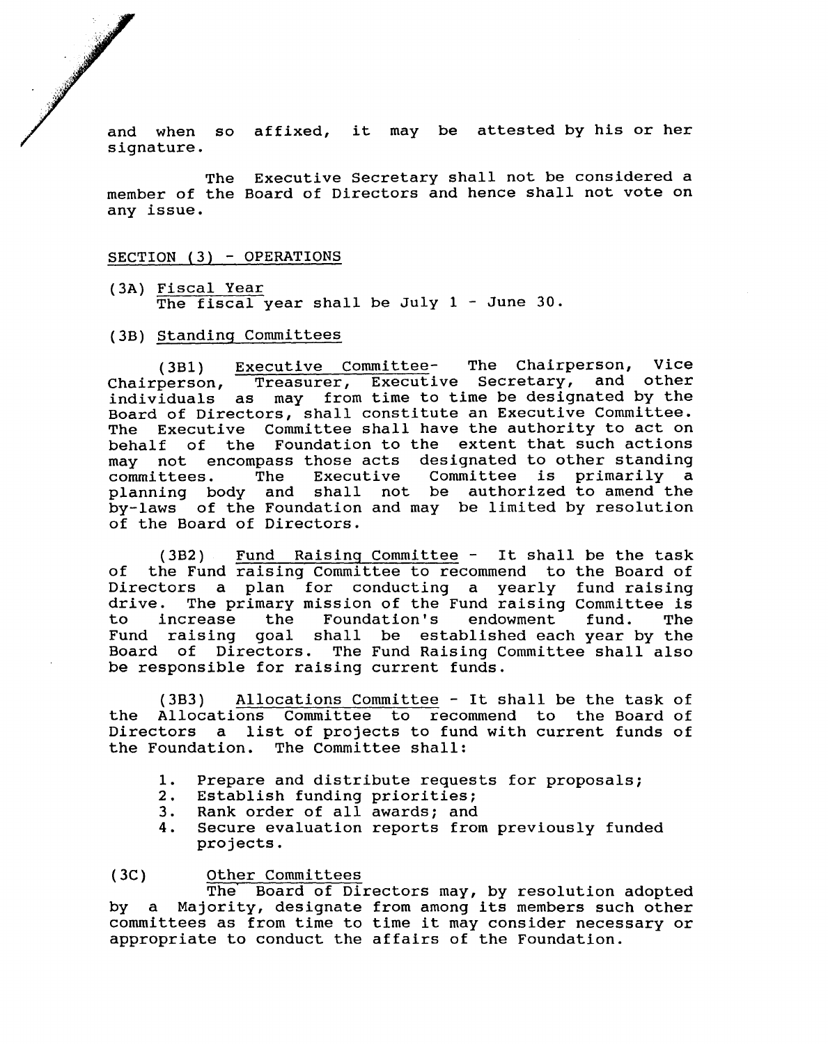and when so affixed, it may be attested by his or her signature.

The Executive Secretary shall not be considered a member of the Board of Directors and hence shall not vote on any issue.

SECTION (3) - OPERATIONS

(3A) Fiscal Year
The fiscal year shall be July 1 - June 30.

(3B) Standing Committees

(3B1) Executive Committee- The Chairperson, Vice Chairperson, Treasurer, Executive Secretary, and other individuals as may from time to time be designated by the Board of Directors, shall constitute an Executive Committee. The Executive Committee shall have the authority to act on behalf of the Foundation to the extent that such actions may not encompass those acts designated to other standing committees. The Executive Committee is primarily a planning body and shall not be authorized to amend the by-laws of the Foundation and may be limited by resolution of the Board of Directors.

(3B2) Fund Raising Committee - It shall be the task of the Fund raising Committee to recommend to the Board of Directors a plan for conducting a yearly fund raising drive. The primary mission of the Fund raising Committee is to increase the Foundation's endowment fund. The Fund raising goal shall be established each year by the Board of Directors. The Fund Raising Committee shall also be responsible for raising current funds.

(3B3) Allocations Committee - It shall be the task of the Allocations Committee to recommend to the Board of Directors a list of projects to fund with current funds of the Foundation. The Committee shall:

1. Prepare and distribute requests for proposals;
2. Establish funding priorities;
3. Rank order of all awards; and
4. Secure evaluation reports from previously funded projects.

(3C) Other Committees
The Board of Directors may, by resolution adopted by a Majority, designate from among its members such other committees as from time to time it may consider necessary or appropriate to conduct the affairs of the Foundation.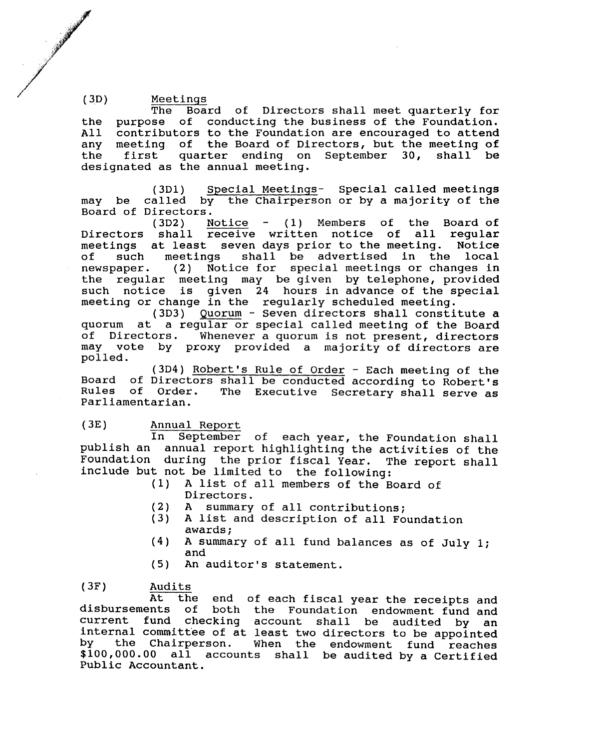(3D) Meetings

The Board of Directors shall meet quarterly for the purpose of conducting the business of the Foundation. All contributors to the Foundation are encouraged to attend any meeting of the Board of Directors, but the meeting of the first quarter ending on September 30, shall be designated as the annual meeting.

(3D1) Special Meetings- Special called meetings may be called by the Chairperson or by a majority of the Board of Directors.

(3D2) Notice - (1) Members of the Board of Directors shall receive written notice of all regular meetings at least seven days prior to the meeting. Notice of such meetings shall be advertised in the local newspaper. (2) Notice for special meetings or changes in the regular meeting may be given by telephone, provided such notice is given 24 hours in advance of the special meeting or change in the regularly scheduled meeting.

(3D3) Quorum - Seven directors shall constitute a quorum at a regular or special called meeting of the Board of Directors. Whenever a quorum is not present, directors may vote by proxy provided a majority of directors are polled.

(3D4) Robert's Rule of Order - Each meeting of the Board of Directors shall be conducted according to Robert's Rules of Order. The Executive Secretary shall serve as Parliamentarian.

(3E) Annual Report

In September of each year, the Foundation shall publish an annual report highlighting the activities of the Foundation during the prior fiscal Year. The report shall include but not be limited to the following:

(1) A list of all members of the Board of Directors.
(2) A summary of all contributions;
(3) A list and description of all Foundation awards;
(4) A summary of all fund balances as of July 1; and
(5) An auditor's statement.

(3F) Audits

At the end of each fiscal year the receipts and disbursements of both the Foundation endowment fund and current fund checking account shall be audited by an internal committee of at least two directors to be appointed by the Chairperson. When the endowment fund reaches $100,000.00 all accounts shall be audited by a Certified Public Accountant.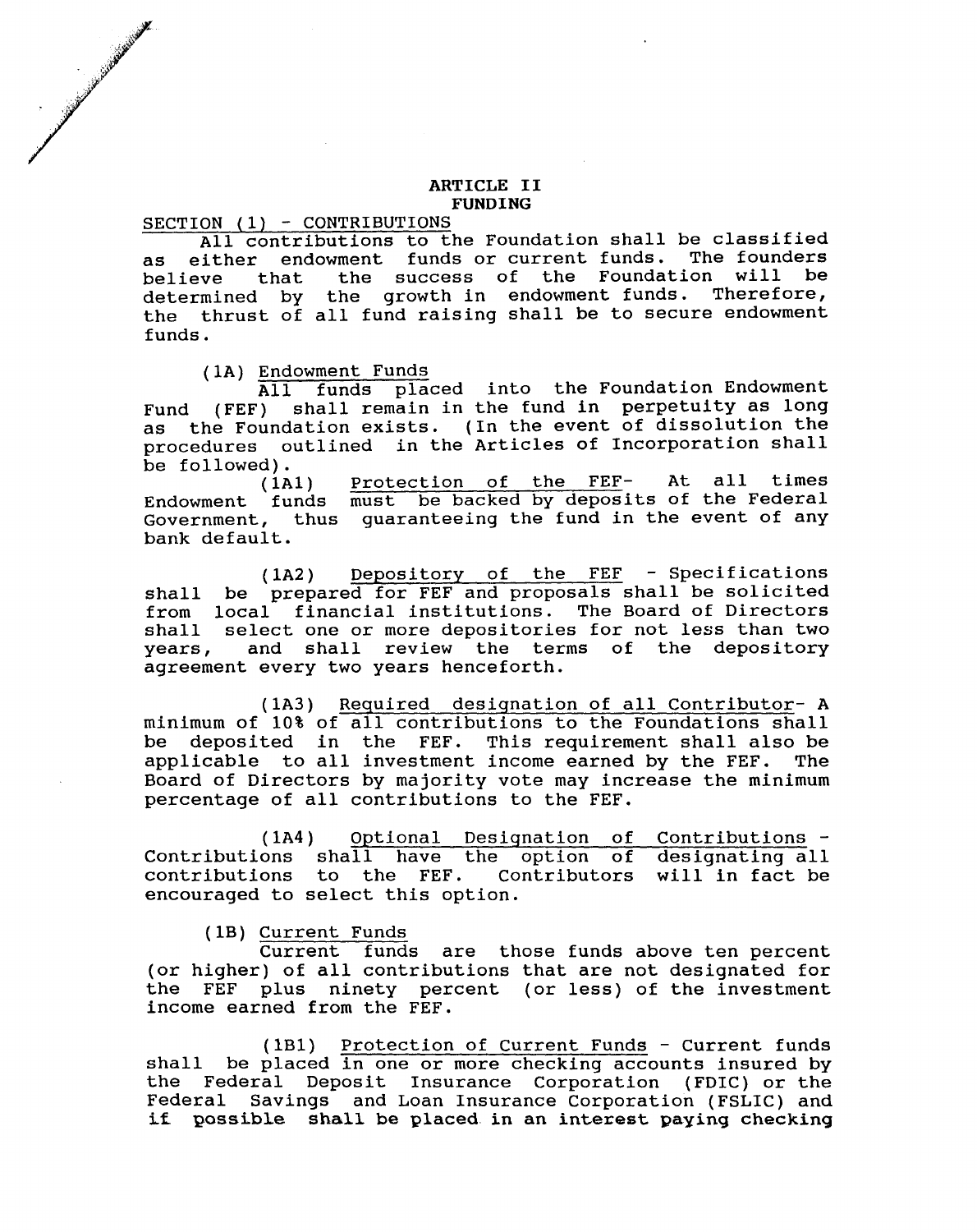## ARTICLE II
## FUNDING

<u>SECTION (1) - CONTRIBUTIONS</u>

All contributions to the Foundation shall be classified as either endowment funds or current funds. The founders believe that the success of the Foundation will be determined by the growth in endowment funds. Therefore, the thrust of all fund raising shall be to secure endowment funds.

(1A) <u>Endowment Funds</u>

All funds placed into the Foundation Endowment Fund (FEF) shall remain in the fund in perpetuity as long as the Foundation exists. (In the event of dissolution the procedures outlined in the Articles of Incorporation shall be followed).

(1A1) <u>Protection of the FEF</u>- At all times Endowment funds must be backed by deposits of the Federal Government, thus guaranteeing the fund in the event of any bank default.

(1A2) <u>Depository of the FEF</u> - Specifications shall be prepared for FEF and proposals shall be solicited from local financial institutions. The Board of Directors shall select one or more depositories for not less than two years, and shall review the terms of the depository agreement every two years henceforth.

(1A3) <u>Required designation of all Contributor</u>- A minimum of 10% of all contributions to the Foundations shall be deposited in the FEF. This requirement shall also be applicable to all investment income earned by the FEF. The Board of Directors by majority vote may increase the minimum percentage of all contributions to the FEF.

(1A4) <u>Optional Designation of Contributions</u> - Contributions shall have the option of designating all contributions to the FEF. Contributors will in fact be encouraged to select this option.

(1B) <u>Current Funds</u>

Current funds are those funds above ten percent (or higher) of all contributions that are not designated for the FEF plus ninety percent (or less) of the investment income earned from the FEF.

(1B1) <u>Protection of Current Funds</u> - Current funds shall be placed in one or more checking accounts insured by the Federal Deposit Insurance Corporation (FDIC) or the Federal Savings and Loan Insurance Corporation (FSLIC) and if possible shall be placed in an interest paying checking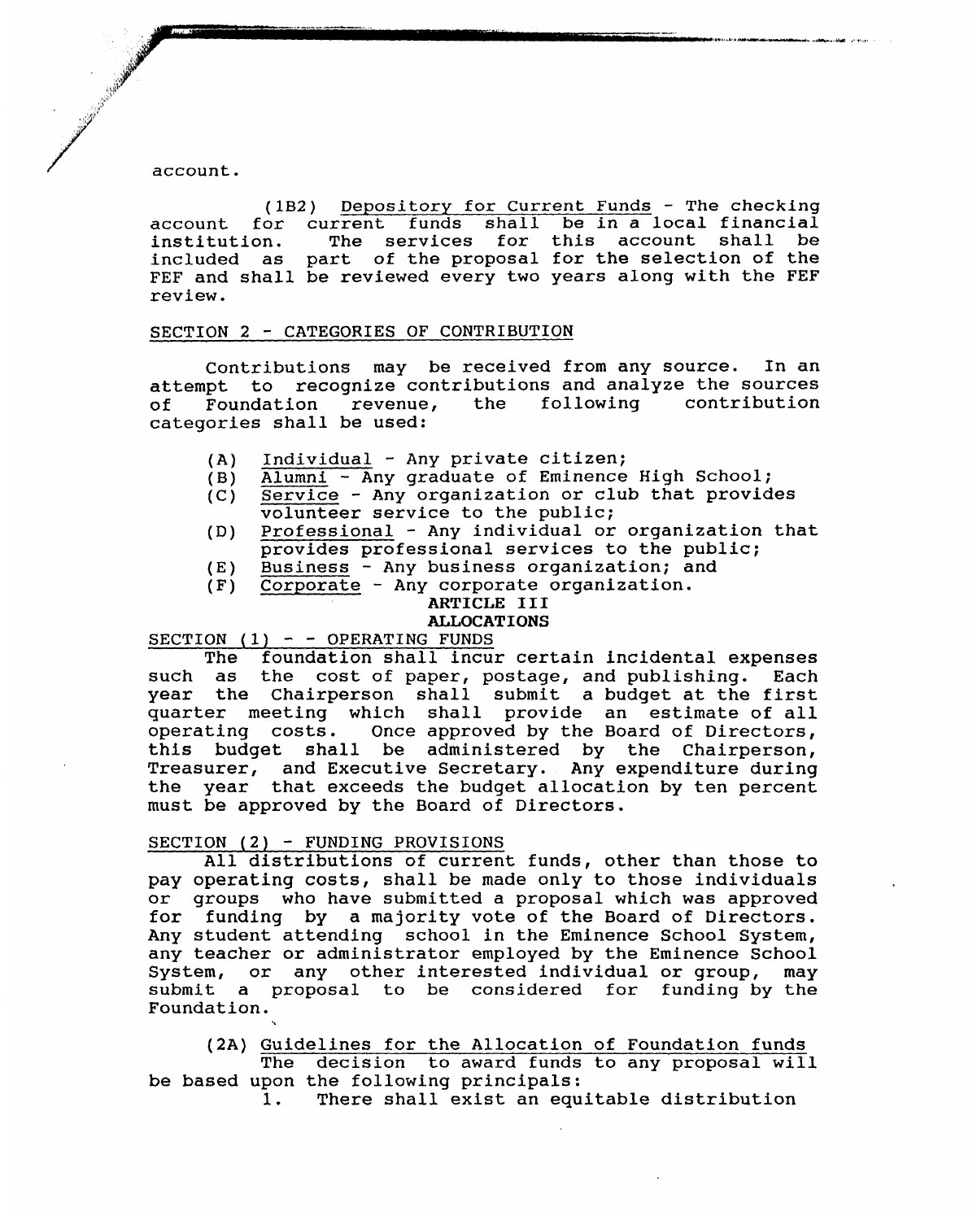account.

(1B2) Depository for Current Funds - The checking account for current funds shall be in a local financial institution. The services for this account shall be included as part of the proposal for the selection of the FEF and shall be reviewed every two years along with the FEF review.

SECTION 2 - CATEGORIES OF CONTRIBUTION

Contributions may be received from any source. In an attempt to recognize contributions and analyze the sources of Foundation revenue, the following contribution categories shall be used:

(A) Individual - Any private citizen;
(B) Alumni - Any graduate of Eminence High School;
(C) Service - Any organization or club that provides volunteer service to the public;
(D) Professional - Any individual or organization that provides professional services to the public;
(E) Business - Any business organization; and
(F) Corporate - Any corporate organization.

## ARTICLE III
## ALLOCATIONS

SECTION (1) - - OPERATING FUNDS

The foundation shall incur certain incidental expenses such as the cost of paper, postage, and publishing. Each year the Chairperson shall submit a budget at the first quarter meeting which shall provide an estimate of all operating costs. Once approved by the Board of Directors, this budget shall be administered by the Chairperson, Treasurer, and Executive Secretary. Any expenditure during the year that exceeds the budget allocation by ten percent must be approved by the Board of Directors.

SECTION (2) - FUNDING PROVISIONS

All distributions of current funds, other than those to pay operating costs, shall be made only to those individuals or groups who have submitted a proposal which was approved for funding by a majority vote of the Board of Directors. Any student attending school in the Eminence School System, any teacher or administrator employed by the Eminence School System, or any other interested individual or group, may submit a proposal to be considered for funding by the Foundation.

(2A) Guidelines for the Allocation of Foundation funds

The decision to award funds to any proposal will be based upon the following principals:

1. There shall exist an equitable distribution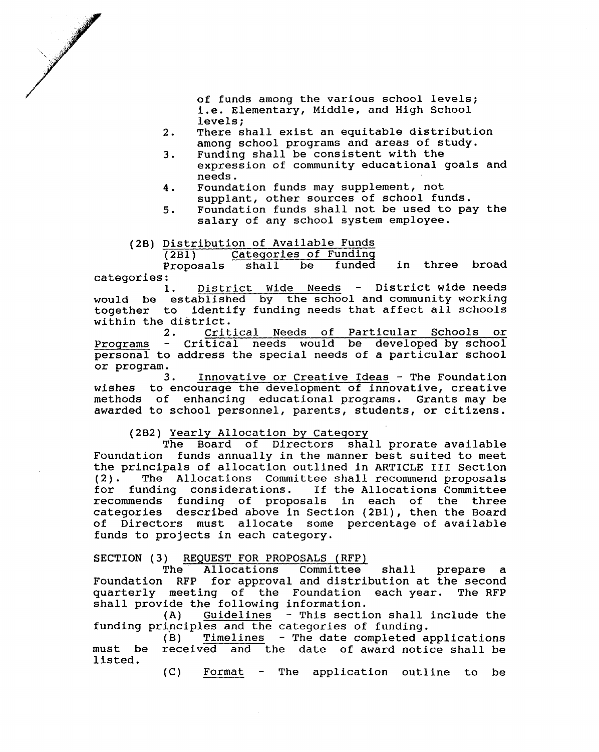of funds among the various school levels; i.e. Elementary, Middle, and High School levels;

2. There shall exist an equitable distribution among school programs and areas of study.
3. Funding shall be consistent with the expression of community educational goals and needs.
4. Foundation funds may supplement, not supplant, other sources of school funds.
5. Foundation funds shall not be used to pay the salary of any school system employee.

(2B) Distribution of Available Funds

(2B1) Categories of Funding

Proposals shall be funded in three broad categories:

1. District Wide Needs - District wide needs would be established by the school and community working together to identify funding needs that affect all schools within the district.

2. Critical Needs of Particular Schools or Programs - Critical needs would be developed by school personal to address the special needs of a particular school or program.

3. Innovative or Creative Ideas - The Foundation wishes to encourage the development of innovative, creative methods of enhancing educational programs. Grants may be awarded to school personnel, parents, students, or citizens.

(2B2) Yearly Allocation by Category

The Board of Directors shall prorate available Foundation funds annually in the manner best suited to meet the principals of allocation outlined in ARTICLE III Section (2). The Allocations Committee shall recommend proposals for funding considerations. If the Allocations Committee recommends funding of proposals in each of the three categories described above in Section (2B1), then the Board of Directors must allocate some percentage of available funds to projects in each category.

SECTION (3) REQUEST FOR PROPOSALS (RFP)

The Allocations Committee shall prepare a Foundation RFP for approval and distribution at the second quarterly meeting of the Foundation each year. The RFP shall provide the following information.

(A) Guidelines - This section shall include the funding principles and the categories of funding.

(B) Timelines - The date completed applications must be received and the date of award notice shall be listed.

(C) Format - The application outline to be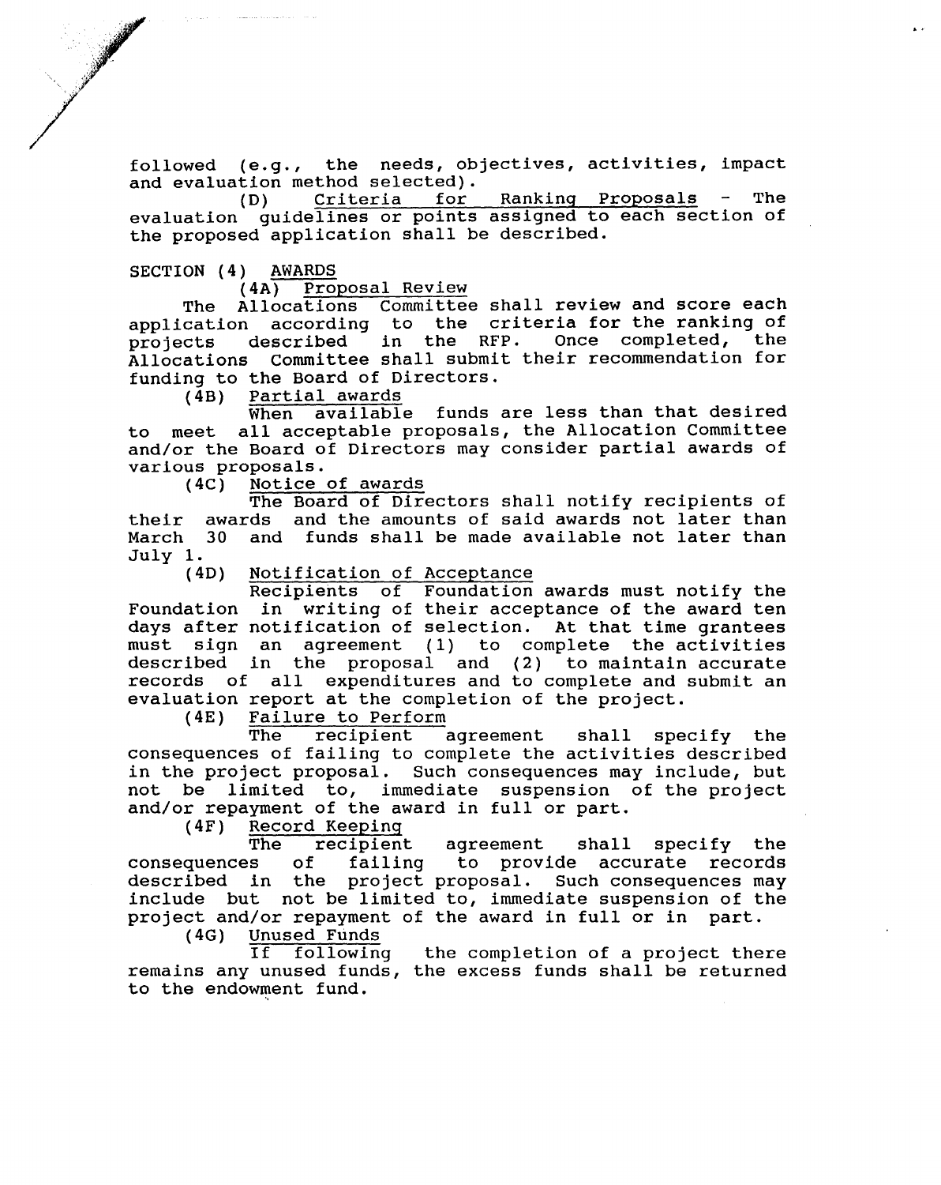followed (e.g., the needs, objectives, activities, impact and evaluation method selected).

(D) Criteria for Ranking Proposals - The evaluation guidelines or points assigned to each section of the proposed application shall be described.

SECTION (4) AWARDS

(4A) Proposal Review

The Allocations Committee shall review and score each application according to the criteria for the ranking of projects described in the RFP. Once completed, the Allocations Committee shall submit their recommendation for funding to the Board of Directors.

(4B) Partial awards

When available funds are less than that desired to meet all acceptable proposals, the Allocation Committee and/or the Board of Directors may consider partial awards of various proposals.

(4C) Notice of awards

The Board of Directors shall notify recipients of their awards and the amounts of said awards not later than March 30 and funds shall be made available not later than July 1.

(4D) Notification of Acceptance

Recipients of Foundation awards must notify the Foundation in writing of their acceptance of the award ten days after notification of selection. At that time grantees must sign an agreement (1) to complete the activities described in the proposal and (2) to maintain accurate records of all expenditures and to complete and submit an evaluation report at the completion of the project.

(4E) Failure to Perform

The recipient agreement shall specify the consequences of failing to complete the activities described in the project proposal. Such consequences may include, but not be limited to, immediate suspension of the project and/or repayment of the award in full or part.

(4F) Record Keeping

The recipient agreement shall specify the consequences of failing to provide accurate records described in the project proposal. Such consequences may include but not be limited to, immediate suspension of the project and/or repayment of the award in full or in part.

(4G) Unused Funds

If following the completion of a project there remains any unused funds, the excess funds shall be returned to the endowment fund.